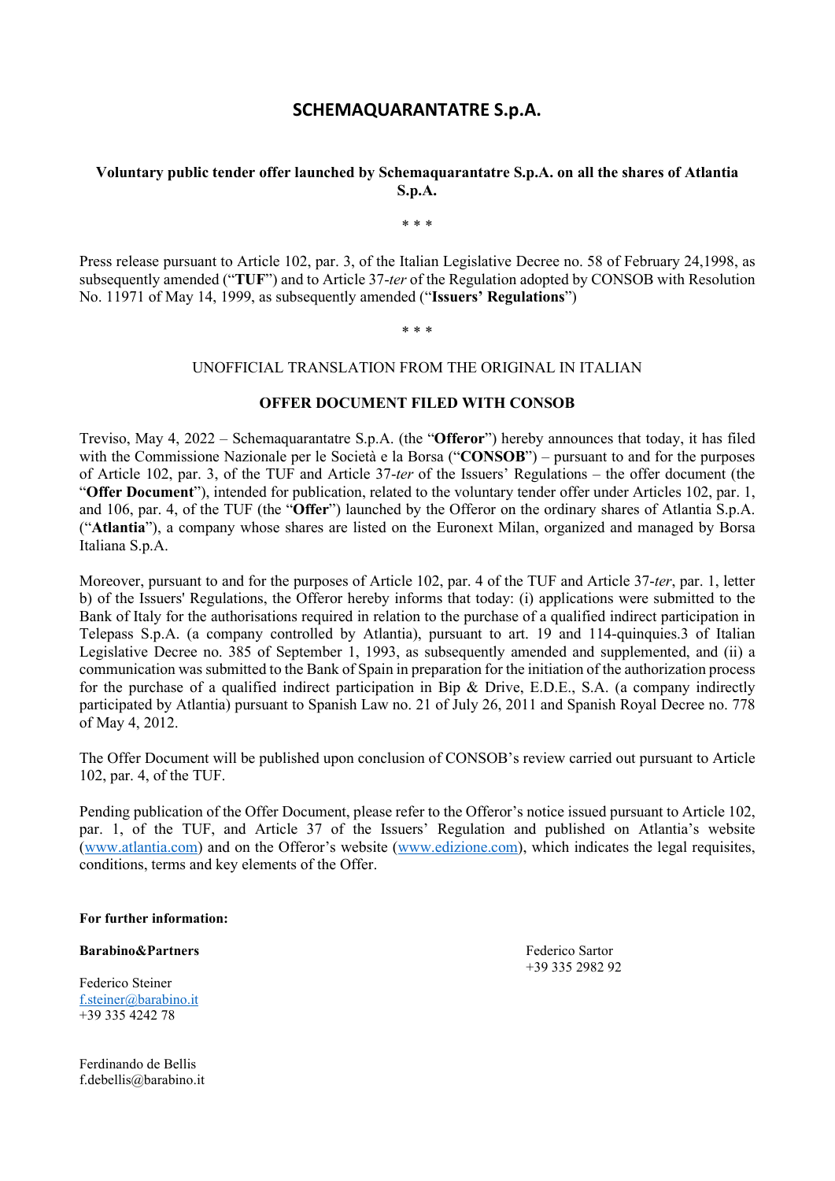# SCHEMAQUARANTATRE S.p.A.

**Voluntary public tender offer launched by Schemaquarantatre S.p.A. on all the shares of Atlantia S.p.A.**

\* \* \*

Press release pursuant to Article 102, par. 3, of the Italian Legislative Decree no. 58 of February 24,1998, as subsequently amended ("**TUF**") and to Article 37-*ter* of the Regulation adopted by CONSOB with Resolution No. 11971 of May 14, 1999, as subsequently amended ("**Issuers' Regulations**")

\* \* \*

UNOFFICIAL TRANSLATION FROM THE ORIGINAL IN ITALIAN

**OFFER DOCUMENT FILED WITH CONSOB**

Treviso, May 4, 2022 – Schemaquarantatre S.p.A. (the "**Offeror**") hereby announces that today, it has filed with the Commissione Nazionale per le Società e la Borsa ("**CONSOB**") – pursuant to and for the purposes of Article 102, par. 3, of the TUF and Article 37-*ter* of the Issuers' Regulations – the offer document (the "**Offer Document**"), intended for publication, related to the voluntary tender offer under Articles 102, par. 1, and 106, par. 4, of the TUF (the "**Offer**") launched by the Offeror on the ordinary shares of Atlantia S.p.A. ("**Atlantia**"), a company whose shares are listed on the Euronext Milan, organized and managed by Borsa Italiana S.p.A.

Moreover, pursuant to and for the purposes of Article 102, par. 4 of the TUF and Article 37-*ter*, par. 1, letter b) of the Issuers' Regulations, the Offeror hereby informs that today: (i) applications were submitted to the Bank of Italy for the authorisations required in relation to the purchase of a qualified indirect participation in Telepass S.p.A. (a company controlled by Atlantia), pursuant to art. 19 and 114-quinquies.3 of Italian Legislative Decree no. 385 of September 1, 1993, as subsequently amended and supplemented, and (ii) a communication was submitted to the Bank of Spain in preparation for the initiation of the authorization process for the purchase of a qualified indirect participation in Bip & Drive, E.D.E., S.A. (a company indirectly participated by Atlantia) pursuant to Spanish Law no. 21 of July 26, 2011 and Spanish Royal Decree no. 778 of May 4, 2012.

The Offer Document will be published upon conclusion of CONSOB's review carried out pursuant to Article 102, par. 4, of the TUF.

Pending publication of the Offer Document, please refer to the Offeror's notice issued pursuant to Article 102, par. 1, of the TUF, and Article 37 of the Issuers' Regulation and published on Atlantia's website (www.atlantia.com) and on the Offeror's website (www.edizione.com), which indicates the legal requisites, conditions, terms and key elements of the Offer.

**For further information:**

**Barabino&Partners**

Federico Steiner
f.steiner@barabino.it
+39 335 4242 78

Ferdinando de Bellis
f.debellis@barabino.it

Federico Sartor
+39 335 2982 92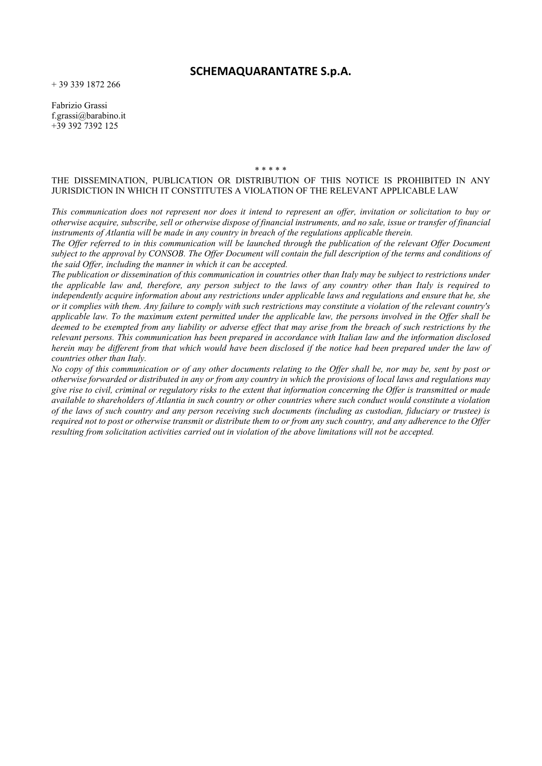**SCHEMAQUARANTATRE S.p.A.**

+ 39 339 1872 266

Fabrizio Grassi
f.grassi@barabino.it
+39 392 7392 125

\* \* \* \* \*

THE DISSEMINATION, PUBLICATION OR DISTRIBUTION OF THIS NOTICE IS PROHIBITED IN ANY JURISDICTION IN WHICH IT CONSTITUTES A VIOLATION OF THE RELEVANT APPLICABLE LAW

*This communication does not represent nor does it intend to represent an offer, invitation or solicitation to buy or otherwise acquire, subscribe, sell or otherwise dispose of financial instruments, and no sale, issue or transfer of financial instruments of Atlantia will be made in any country in breach of the regulations applicable therein.*

*The Offer referred to in this communication will be launched through the publication of the relevant Offer Document subject to the approval by CONSOB. The Offer Document will contain the full description of the terms and conditions of the said Offer, including the manner in which it can be accepted.*

*The publication or dissemination of this communication in countries other than Italy may be subject to restrictions under the applicable law and, therefore, any person subject to the laws of any country other than Italy is required to independently acquire information about any restrictions under applicable laws and regulations and ensure that he, she or it complies with them. Any failure to comply with such restrictions may constitute a violation of the relevant country's applicable law. To the maximum extent permitted under the applicable law, the persons involved in the Offer shall be deemed to be exempted from any liability or adverse effect that may arise from the breach of such restrictions by the relevant persons. This communication has been prepared in accordance with Italian law and the information disclosed herein may be different from that which would have been disclosed if the notice had been prepared under the law of countries other than Italy.*

*No copy of this communication or of any other documents relating to the Offer shall be, nor may be, sent by post or otherwise forwarded or distributed in any or from any country in which the provisions of local laws and regulations may give rise to civil, criminal or regulatory risks to the extent that information concerning the Offer is transmitted or made available to shareholders of Atlantia in such country or other countries where such conduct would constitute a violation of the laws of such country and any person receiving such documents (including as custodian, fiduciary or trustee) is required not to post or otherwise transmit or distribute them to or from any such country, and any adherence to the Offer resulting from solicitation activities carried out in violation of the above limitations will not be accepted.*